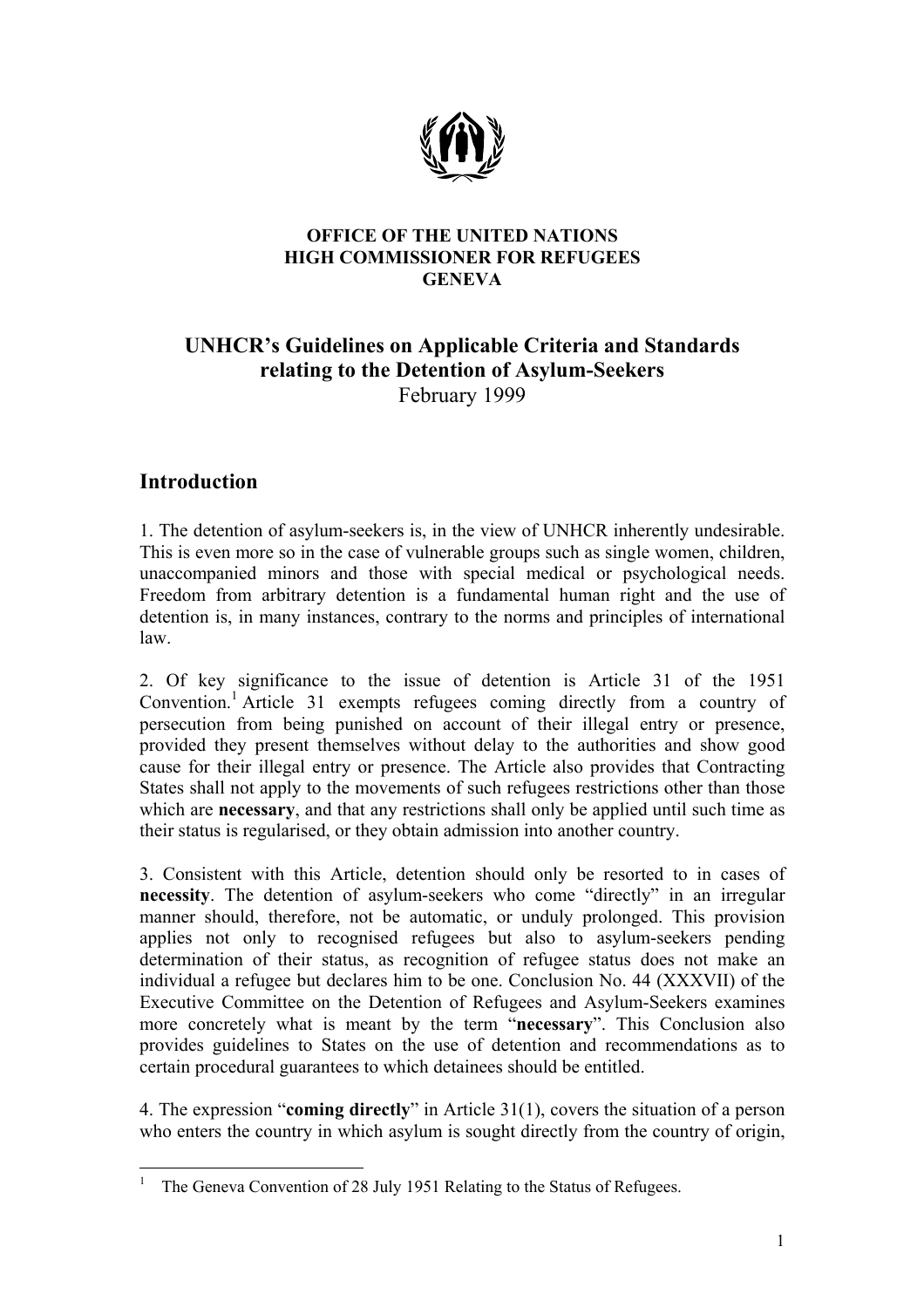**OFFICE OF THE UNITED NATIONS**
**HIGH COMMISSIONER FOR REFUGEES**
**GENEVA**

# UNHCR's Guidelines on Applicable Criteria and Standards relating to the Detention of Asylum-Seekers

February 1999

## Introduction

1. The detention of asylum-seekers is, in the view of UNHCR inherently undesirable. This is even more so in the case of vulnerable groups such as single women, children, unaccompanied minors and those with special medical or psychological needs. Freedom from arbitrary detention is a fundamental human right and the use of detention is, in many instances, contrary to the norms and principles of international law.

2. Of key significance to the issue of detention is Article 31 of the 1951 Convention.[1] Article 31 exempts refugees coming directly from a country of persecution from being punished on account of their illegal entry or presence, provided they present themselves without delay to the authorities and show good cause for their illegal entry or presence. The Article also provides that Contracting States shall not apply to the movements of such refugees restrictions other than those which are **necessary**, and that any restrictions shall only be applied until such time as their status is regularised, or they obtain admission into another country.

3. Consistent with this Article, detention should only be resorted to in cases of **necessity**. The detention of asylum-seekers who come "directly" in an irregular manner should, therefore, not be automatic, or unduly prolonged. This provision applies not only to recognised refugees but also to asylum-seekers pending determination of their status, as recognition of refugee status does not make an individual a refugee but declares him to be one. Conclusion No. 44 (XXXVII) of the Executive Committee on the Detention of Refugees and Asylum-Seekers examines more concretely what is meant by the term "**necessary**". This Conclusion also provides guidelines to States on the use of detention and recommendations as to certain procedural guarantees to which detainees should be entitled.

4. The expression "**coming directly**" in Article 31(1), covers the situation of a person who enters the country in which asylum is sought directly from the country of origin,

---

[1] The Geneva Convention of 28 July 1951 Relating to the Status of Refugees.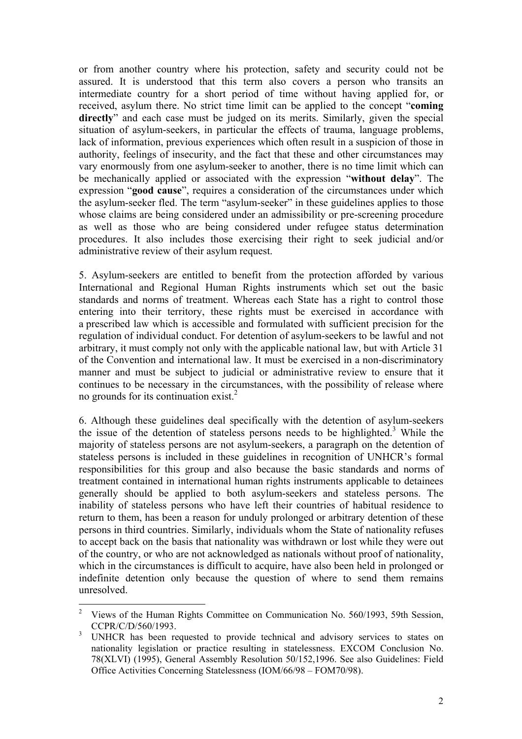or from another country where his protection, safety and security could not be assured. It is understood that this term also covers a person who transits an intermediate country for a short period of time without having applied for, or received, asylum there. No strict time limit can be applied to the concept "**coming directly**" and each case must be judged on its merits. Similarly, given the special situation of asylum-seekers, in particular the effects of trauma, language problems, lack of information, previous experiences which often result in a suspicion of those in authority, feelings of insecurity, and the fact that these and other circumstances may vary enormously from one asylum-seeker to another, there is no time limit which can be mechanically applied or associated with the expression "**without delay**". The expression "**good cause**", requires a consideration of the circumstances under which the asylum-seeker fled. The term "asylum-seeker" in these guidelines applies to those whose claims are being considered under an admissibility or pre-screening procedure as well as those who are being considered under refugee status determination procedures. It also includes those exercising their right to seek judicial and/or administrative review of their asylum request.

5. Asylum-seekers are entitled to benefit from the protection afforded by various International and Regional Human Rights instruments which set out the basic standards and norms of treatment. Whereas each State has a right to control those entering into their territory, these rights must be exercised in accordance with a prescribed law which is accessible and formulated with sufficient precision for the regulation of individual conduct. For detention of asylum-seekers to be lawful and not arbitrary, it must comply not only with the applicable national law, but with Article 31 of the Convention and international law. It must be exercised in a non-discriminatory manner and must be subject to judicial or administrative review to ensure that it continues to be necessary in the circumstances, with the possibility of release where no grounds for its continuation exist.[2]

6. Although these guidelines deal specifically with the detention of asylum-seekers the issue of the detention of stateless persons needs to be highlighted.[3] While the majority of stateless persons are not asylum-seekers, a paragraph on the detention of stateless persons is included in these guidelines in recognition of UNHCR's formal responsibilities for this group and also because the basic standards and norms of treatment contained in international human rights instruments applicable to detainees generally should be applied to both asylum-seekers and stateless persons. The inability of stateless persons who have left their countries of habitual residence to return to them, has been a reason for unduly prolonged or arbitrary detention of these persons in third countries. Similarly, individuals whom the State of nationality refuses to accept back on the basis that nationality was withdrawn or lost while they were out of the country, or who are not acknowledged as nationals without proof of nationality, which in the circumstances is difficult to acquire, have also been held in prolonged or indefinite detention only because the question of where to send them remains unresolved.

---

[2] Views of the Human Rights Committee on Communication No. 560/1993, 59th Session, CCPR/C/D/560/1993.

[3] UNHCR has been requested to provide technical and advisory services to states on nationality legislation or practice resulting in statelessness. EXCOM Conclusion No. 78(XLVI) (1995), General Assembly Resolution 50/152,1996. See also Guidelines: Field Office Activities Concerning Statelessness (IOM/66/98 – FOM70/98).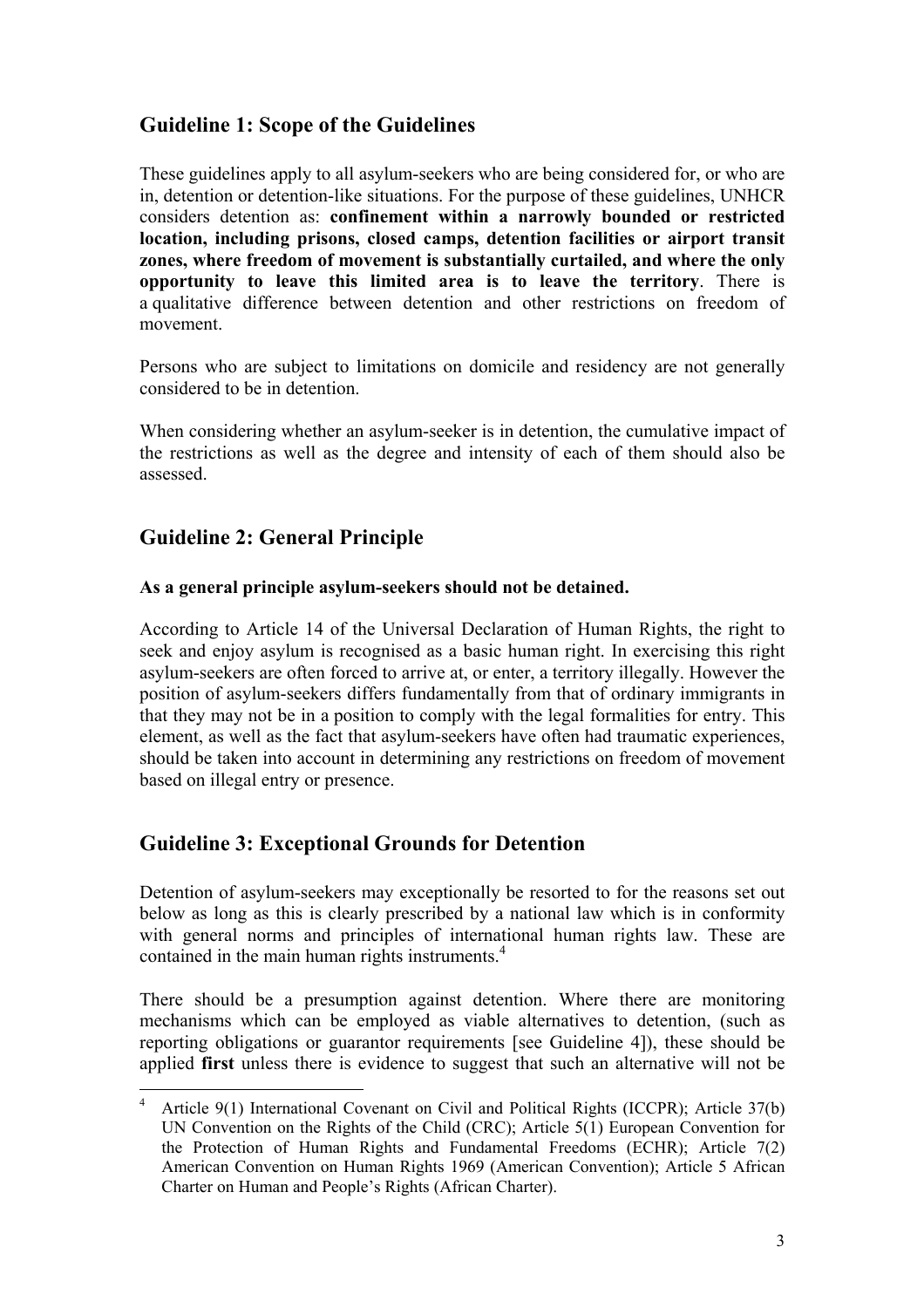## Guideline 1: Scope of the Guidelines

These guidelines apply to all asylum-seekers who are being considered for, or who are in, detention or detention-like situations. For the purpose of these guidelines, UNHCR considers detention as: **confinement within a narrowly bounded or restricted location, including prisons, closed camps, detention facilities or airport transit zones, where freedom of movement is substantially curtailed, and where the only opportunity to leave this limited area is to leave the territory**. There is a qualitative difference between detention and other restrictions on freedom of movement.

Persons who are subject to limitations on domicile and residency are not generally considered to be in detention.

When considering whether an asylum-seeker is in detention, the cumulative impact of the restrictions as well as the degree and intensity of each of them should also be assessed.

## Guideline 2: General Principle

**As a general principle asylum-seekers should not be detained.**

According to Article 14 of the Universal Declaration of Human Rights, the right to seek and enjoy asylum is recognised as a basic human right. In exercising this right asylum-seekers are often forced to arrive at, or enter, a territory illegally. However the position of asylum-seekers differs fundamentally from that of ordinary immigrants in that they may not be in a position to comply with the legal formalities for entry. This element, as well as the fact that asylum-seekers have often had traumatic experiences, should be taken into account in determining any restrictions on freedom of movement based on illegal entry or presence.

## Guideline 3: Exceptional Grounds for Detention

Detention of asylum-seekers may exceptionally be resorted to for the reasons set out below as long as this is clearly prescribed by a national law which is in conformity with general norms and principles of international human rights law. These are contained in the main human rights instruments.[4]

There should be a presumption against detention. Where there are monitoring mechanisms which can be employed as viable alternatives to detention, (such as reporting obligations or guarantor requirements [see Guideline 4]), these should be applied **first** unless there is evidence to suggest that such an alternative will not be

---

[4] Article 9(1) International Covenant on Civil and Political Rights (ICCPR); Article 37(b) UN Convention on the Rights of the Child (CRC); Article 5(1) European Convention for the Protection of Human Rights and Fundamental Freedoms (ECHR); Article 7(2) American Convention on Human Rights 1969 (American Convention); Article 5 African Charter on Human and People's Rights (African Charter).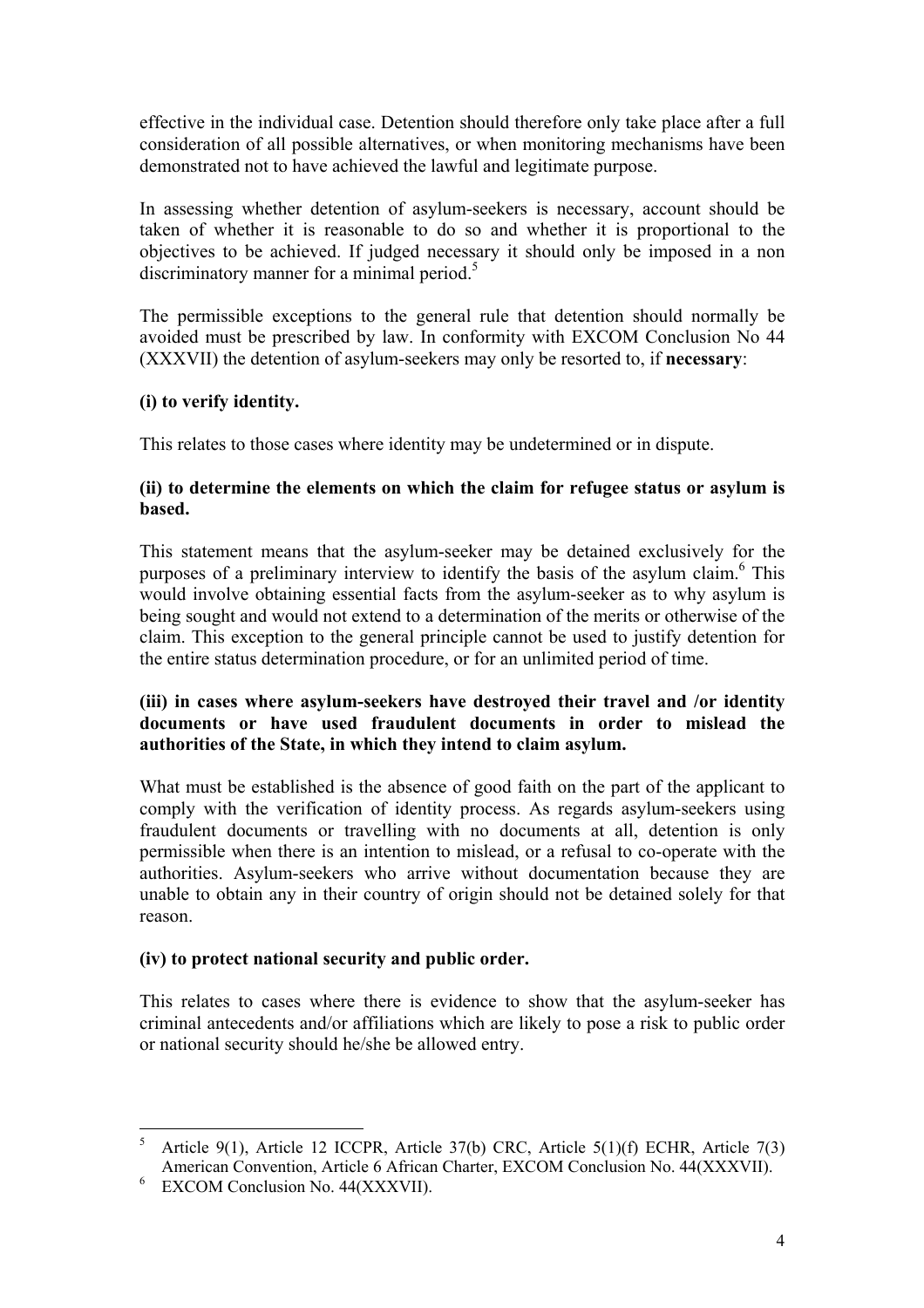effective in the individual case. Detention should therefore only take place after a full consideration of all possible alternatives, or when monitoring mechanisms have been demonstrated not to have achieved the lawful and legitimate purpose.

In assessing whether detention of asylum-seekers is necessary, account should be taken of whether it is reasonable to do so and whether it is proportional to the objectives to be achieved. If judged necessary it should only be imposed in a non discriminatory manner for a minimal period.[5]

The permissible exceptions to the general rule that detention should normally be avoided must be prescribed by law. In conformity with EXCOM Conclusion No 44 (XXXVII) the detention of asylum-seekers may only be resorted to, if **necessary**:

**(i) to verify identity.**

This relates to those cases where identity may be undetermined or in dispute.

**(ii) to determine the elements on which the claim for refugee status or asylum is based.**

This statement means that the asylum-seeker may be detained exclusively for the purposes of a preliminary interview to identify the basis of the asylum claim.[6] This would involve obtaining essential facts from the asylum-seeker as to why asylum is being sought and would not extend to a determination of the merits or otherwise of the claim. This exception to the general principle cannot be used to justify detention for the entire status determination procedure, or for an unlimited period of time.

**(iii) in cases where asylum-seekers have destroyed their travel and /or identity documents or have used fraudulent documents in order to mislead the authorities of the State, in which they intend to claim asylum.**

What must be established is the absence of good faith on the part of the applicant to comply with the verification of identity process. As regards asylum-seekers using fraudulent documents or travelling with no documents at all, detention is only permissible when there is an intention to mislead, or a refusal to co-operate with the authorities. Asylum-seekers who arrive without documentation because they are unable to obtain any in their country of origin should not be detained solely for that reason.

**(iv) to protect national security and public order.**

This relates to cases where there is evidence to show that the asylum-seeker has criminal antecedents and/or affiliations which are likely to pose a risk to public order or national security should he/she be allowed entry.

---

[5] Article 9(1), Article 12 ICCPR, Article 37(b) CRC, Article 5(1)(f) ECHR, Article 7(3) American Convention, Article 6 African Charter, EXCOM Conclusion No. 44(XXXVII).

[6] EXCOM Conclusion No. 44(XXXVII).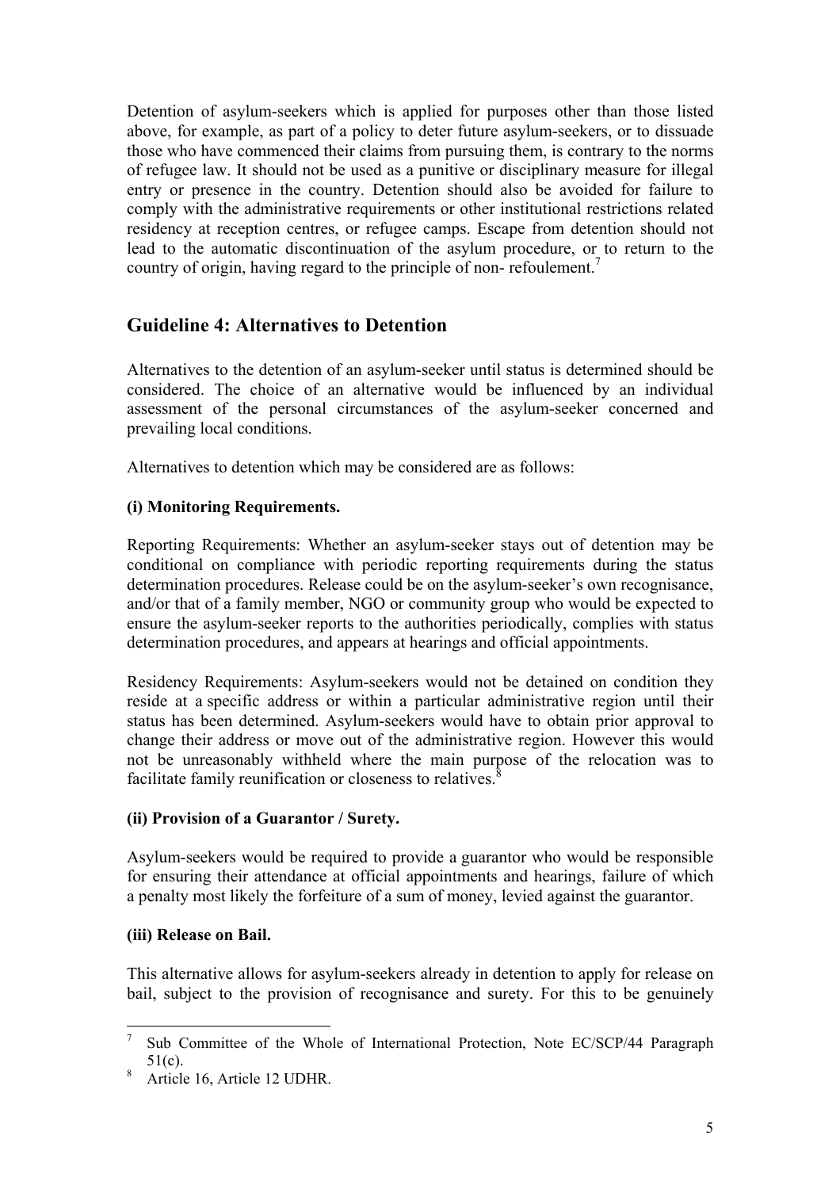Detention of asylum-seekers which is applied for purposes other than those listed above, for example, as part of a policy to deter future asylum-seekers, or to dissuade those who have commenced their claims from pursuing them, is contrary to the norms of refugee law. It should not be used as a punitive or disciplinary measure for illegal entry or presence in the country. Detention should also be avoided for failure to comply with the administrative requirements or other institutional restrictions related residency at reception centres, or refugee camps. Escape from detention should not lead to the automatic discontinuation of the asylum procedure, or to return to the country of origin, having regard to the principle of non- refoulement.[7]

## Guideline 4: Alternatives to Detention

Alternatives to the detention of an asylum-seeker until status is determined should be considered. The choice of an alternative would be influenced by an individual assessment of the personal circumstances of the asylum-seeker concerned and prevailing local conditions.

Alternatives to detention which may be considered are as follows:

**(i) Monitoring Requirements.**

Reporting Requirements: Whether an asylum-seeker stays out of detention may be conditional on compliance with periodic reporting requirements during the status determination procedures. Release could be on the asylum-seeker's own recognisance, and/or that of a family member, NGO or community group who would be expected to ensure the asylum-seeker reports to the authorities periodically, complies with status determination procedures, and appears at hearings and official appointments.

Residency Requirements: Asylum-seekers would not be detained on condition they reside at a specific address or within a particular administrative region until their status has been determined. Asylum-seekers would have to obtain prior approval to change their address or move out of the administrative region. However this would not be unreasonably withheld where the main purpose of the relocation was to facilitate family reunification or closeness to relatives.[8]

**(ii) Provision of a Guarantor / Surety.**

Asylum-seekers would be required to provide a guarantor who would be responsible for ensuring their attendance at official appointments and hearings, failure of which a penalty most likely the forfeiture of a sum of money, levied against the guarantor.

**(iii) Release on Bail.**

This alternative allows for asylum-seekers already in detention to apply for release on bail, subject to the provision of recognisance and surety. For this to be genuinely

---

[7] Sub Committee of the Whole of International Protection, Note EC/SCP/44 Paragraph 51(c).

[8] Article 16, Article 12 UDHR.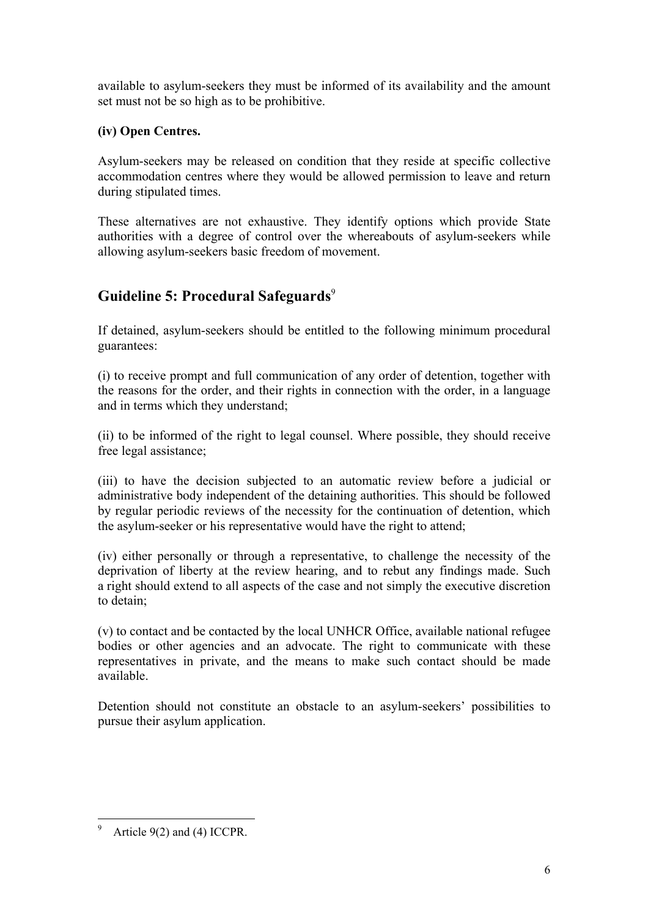available to asylum-seekers they must be informed of its availability and the amount set must not be so high as to be prohibitive.

**(iv) Open Centres.**

Asylum-seekers may be released on condition that they reside at specific collective accommodation centres where they would be allowed permission to leave and return during stipulated times.

These alternatives are not exhaustive. They identify options which provide State authorities with a degree of control over the whereabouts of asylum-seekers while allowing asylum-seekers basic freedom of movement.

## Guideline 5: Procedural Safeguards[9]

If detained, asylum-seekers should be entitled to the following minimum procedural guarantees:

(i) to receive prompt and full communication of any order of detention, together with the reasons for the order, and their rights in connection with the order, in a language and in terms which they understand;

(ii) to be informed of the right to legal counsel. Where possible, they should receive free legal assistance;

(iii) to have the decision subjected to an automatic review before a judicial or administrative body independent of the detaining authorities. This should be followed by regular periodic reviews of the necessity for the continuation of detention, which the asylum-seeker or his representative would have the right to attend;

(iv) either personally or through a representative, to challenge the necessity of the deprivation of liberty at the review hearing, and to rebut any findings made. Such a right should extend to all aspects of the case and not simply the executive discretion to detain;

(v) to contact and be contacted by the local UNHCR Office, available national refugee bodies or other agencies and an advocate. The right to communicate with these representatives in private, and the means to make such contact should be made available.

Detention should not constitute an obstacle to an asylum-seekers' possibilities to pursue their asylum application.

---

[9] Article 9(2) and (4) ICCPR.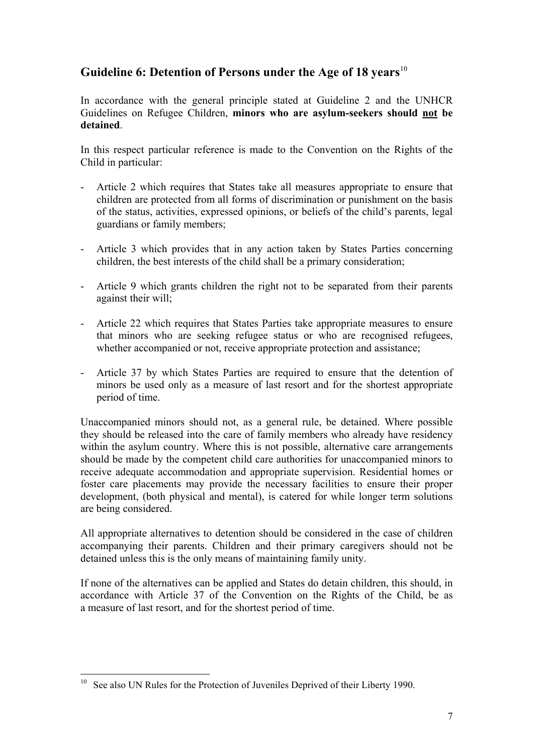## Guideline 6: Detention of Persons under the Age of 18 years[10]

In accordance with the general principle stated at Guideline 2 and the UNHCR Guidelines on Refugee Children, **minors who are asylum-seekers should <u>not</u> be detained**.

In this respect particular reference is made to the Convention on the Rights of the Child in particular:

- Article 2 which requires that States take all measures appropriate to ensure that children are protected from all forms of discrimination or punishment on the basis of the status, activities, expressed opinions, or beliefs of the child's parents, legal guardians or family members;

- Article 3 which provides that in any action taken by States Parties concerning children, the best interests of the child shall be a primary consideration;

- Article 9 which grants children the right not to be separated from their parents against their will;

- Article 22 which requires that States Parties take appropriate measures to ensure that minors who are seeking refugee status or who are recognised refugees, whether accompanied or not, receive appropriate protection and assistance;

- Article 37 by which States Parties are required to ensure that the detention of minors be used only as a measure of last resort and for the shortest appropriate period of time.

Unaccompanied minors should not, as a general rule, be detained. Where possible they should be released into the care of family members who already have residency within the asylum country. Where this is not possible, alternative care arrangements should be made by the competent child care authorities for unaccompanied minors to receive adequate accommodation and appropriate supervision. Residential homes or foster care placements may provide the necessary facilities to ensure their proper development, (both physical and mental), is catered for while longer term solutions are being considered.

All appropriate alternatives to detention should be considered in the case of children accompanying their parents. Children and their primary caregivers should not be detained unless this is the only means of maintaining family unity.

If none of the alternatives can be applied and States do detain children, this should, in accordance with Article 37 of the Convention on the Rights of the Child, be as a measure of last resort, and for the shortest period of time.

---

[10] See also UN Rules for the Protection of Juveniles Deprived of their Liberty 1990.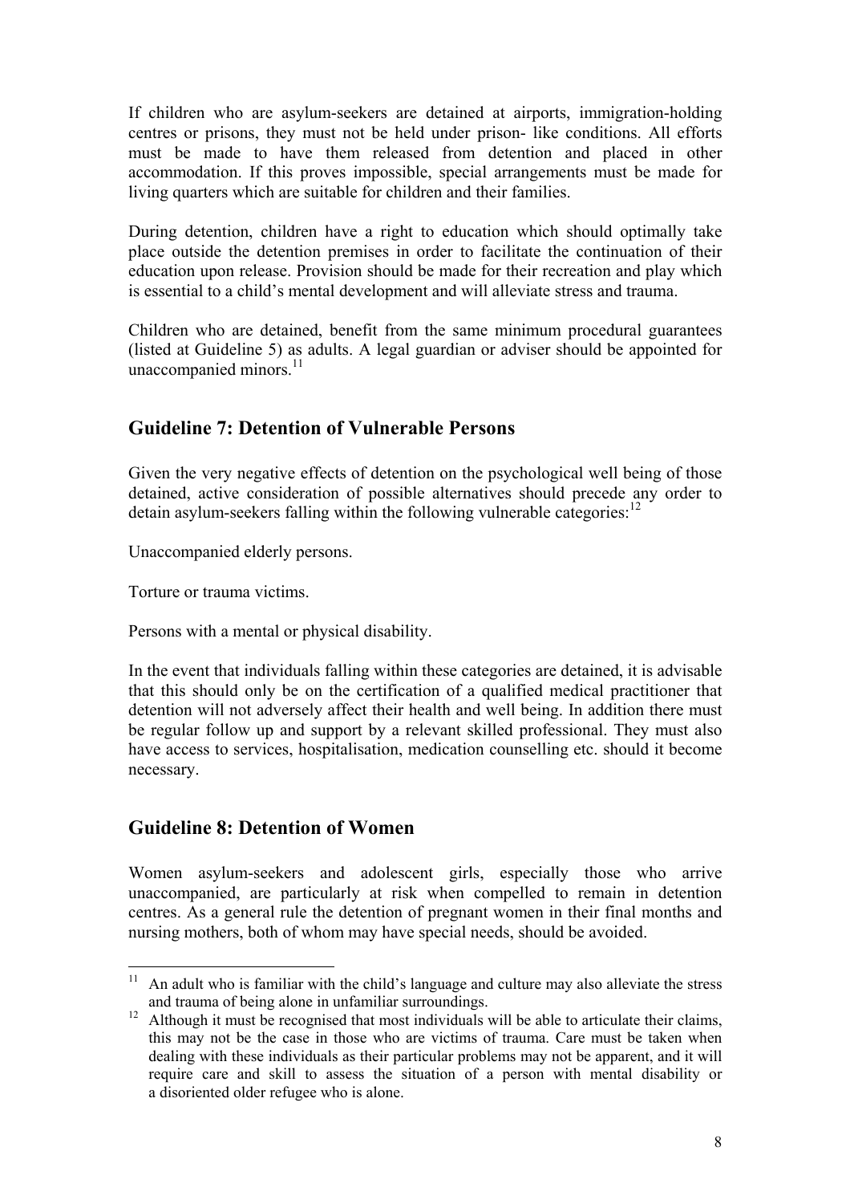If children who are asylum-seekers are detained at airports, immigration-holding centres or prisons, they must not be held under prison- like conditions. All efforts must be made to have them released from detention and placed in other accommodation. If this proves impossible, special arrangements must be made for living quarters which are suitable for children and their families.

During detention, children have a right to education which should optimally take place outside the detention premises in order to facilitate the continuation of their education upon release. Provision should be made for their recreation and play which is essential to a child's mental development and will alleviate stress and trauma.

Children who are detained, benefit from the same minimum procedural guarantees (listed at Guideline 5) as adults. A legal guardian or adviser should be appointed for unaccompanied minors.[11]

## Guideline 7: Detention of Vulnerable Persons

Given the very negative effects of detention on the psychological well being of those detained, active consideration of possible alternatives should precede any order to detain asylum-seekers falling within the following vulnerable categories:[12]

Unaccompanied elderly persons.

Torture or trauma victims.

Persons with a mental or physical disability.

In the event that individuals falling within these categories are detained, it is advisable that this should only be on the certification of a qualified medical practitioner that detention will not adversely affect their health and well being. In addition there must be regular follow up and support by a relevant skilled professional. They must also have access to services, hospitalisation, medication counselling etc. should it become necessary.

## Guideline 8: Detention of Women

Women asylum-seekers and adolescent girls, especially those who arrive unaccompanied, are particularly at risk when compelled to remain in detention centres. As a general rule the detention of pregnant women in their final months and nursing mothers, both of whom may have special needs, should be avoided.

---

[11] An adult who is familiar with the child's language and culture may also alleviate the stress and trauma of being alone in unfamiliar surroundings.

[12] Although it must be recognised that most individuals will be able to articulate their claims, this may not be the case in those who are victims of trauma. Care must be taken when dealing with these individuals as their particular problems may not be apparent, and it will require care and skill to assess the situation of a person with mental disability or a disoriented older refugee who is alone.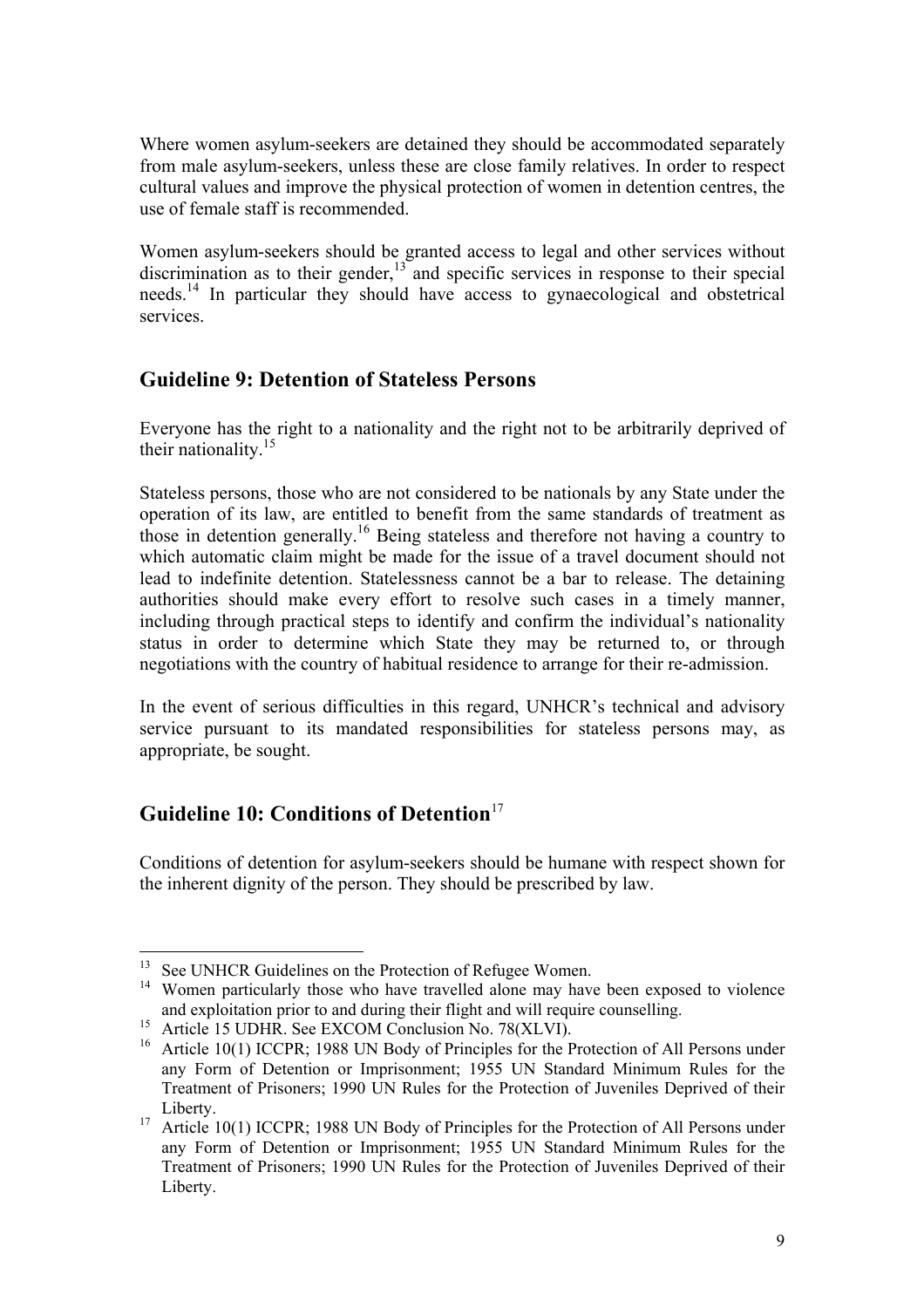Where women asylum-seekers are detained they should be accommodated separately from male asylum-seekers, unless these are close family relatives. In order to respect cultural values and improve the physical protection of women in detention centres, the use of female staff is recommended.

Women asylum-seekers should be granted access to legal and other services without discrimination as to their gender,[13] and specific services in response to their special needs.[14] In particular they should have access to gynaecological and obstetrical services.

## Guideline 9: Detention of Stateless Persons

Everyone has the right to a nationality and the right not to be arbitrarily deprived of their nationality.[15]

Stateless persons, those who are not considered to be nationals by any State under the operation of its law, are entitled to benefit from the same standards of treatment as those in detention generally.[16] Being stateless and therefore not having a country to which automatic claim might be made for the issue of a travel document should not lead to indefinite detention. Statelessness cannot be a bar to release. The detaining authorities should make every effort to resolve such cases in a timely manner, including through practical steps to identify and confirm the individual's nationality status in order to determine which State they may be returned to, or through negotiations with the country of habitual residence to arrange for their re-admission.

In the event of serious difficulties in this regard, UNHCR's technical and advisory service pursuant to its mandated responsibilities for stateless persons may, as appropriate, be sought.

## Guideline 10: Conditions of Detention[17]

Conditions of detention for asylum-seekers should be humane with respect shown for the inherent dignity of the person. They should be prescribed by law.

---

[13] See UNHCR Guidelines on the Protection of Refugee Women.

[14] Women particularly those who have travelled alone may have been exposed to violence and exploitation prior to and during their flight and will require counselling.

[15] Article 15 UDHR. See EXCOM Conclusion No. 78(XLVI).

[16] Article 10(1) ICCPR; 1988 UN Body of Principles for the Protection of All Persons under any Form of Detention or Imprisonment; 1955 UN Standard Minimum Rules for the Treatment of Prisoners; 1990 UN Rules for the Protection of Juveniles Deprived of their Liberty.

[17] Article 10(1) ICCPR; 1988 UN Body of Principles for the Protection of All Persons under any Form of Detention or Imprisonment; 1955 UN Standard Minimum Rules for the Treatment of Prisoners; 1990 UN Rules for the Protection of Juveniles Deprived of their Liberty.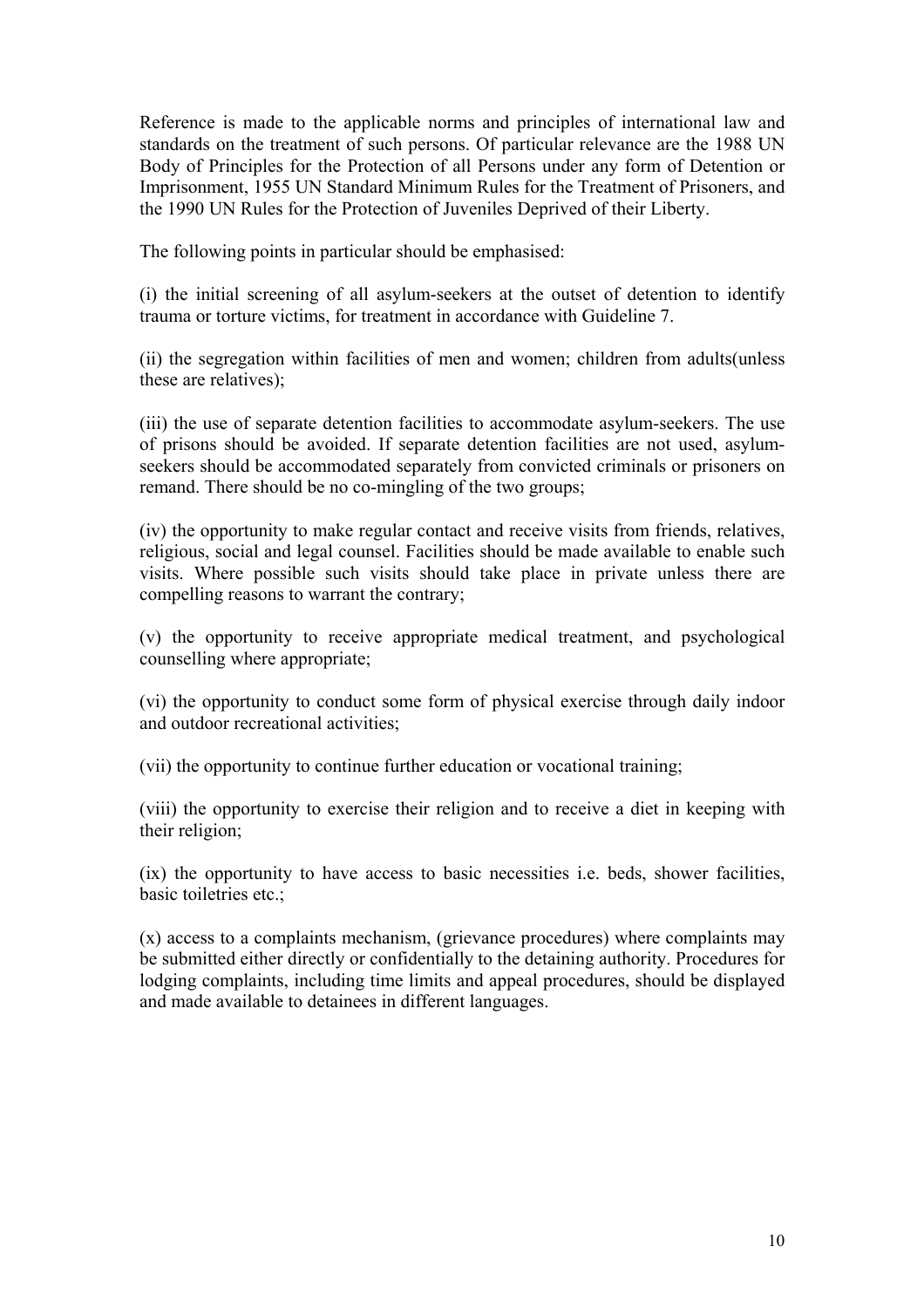Reference is made to the applicable norms and principles of international law and standards on the treatment of such persons. Of particular relevance are the 1988 UN Body of Principles for the Protection of all Persons under any form of Detention or Imprisonment, 1955 UN Standard Minimum Rules for the Treatment of Prisoners, and the 1990 UN Rules for the Protection of Juveniles Deprived of their Liberty.

The following points in particular should be emphasised:

(i) the initial screening of all asylum-seekers at the outset of detention to identify trauma or torture victims, for treatment in accordance with Guideline 7.

(ii) the segregation within facilities of men and women; children from adults(unless these are relatives);

(iii) the use of separate detention facilities to accommodate asylum-seekers. The use of prisons should be avoided. If separate detention facilities are not used, asylum-seekers should be accommodated separately from convicted criminals or prisoners on remand. There should be no co-mingling of the two groups;

(iv) the opportunity to make regular contact and receive visits from friends, relatives, religious, social and legal counsel. Facilities should be made available to enable such visits. Where possible such visits should take place in private unless there are compelling reasons to warrant the contrary;

(v) the opportunity to receive appropriate medical treatment, and psychological counselling where appropriate;

(vi) the opportunity to conduct some form of physical exercise through daily indoor and outdoor recreational activities;

(vii) the opportunity to continue further education or vocational training;

(viii) the opportunity to exercise their religion and to receive a diet in keeping with their religion;

(ix) the opportunity to have access to basic necessities i.e. beds, shower facilities, basic toiletries etc.;

(x) access to a complaints mechanism, (grievance procedures) where complaints may be submitted either directly or confidentially to the detaining authority. Procedures for lodging complaints, including time limits and appeal procedures, should be displayed and made available to detainees in different languages.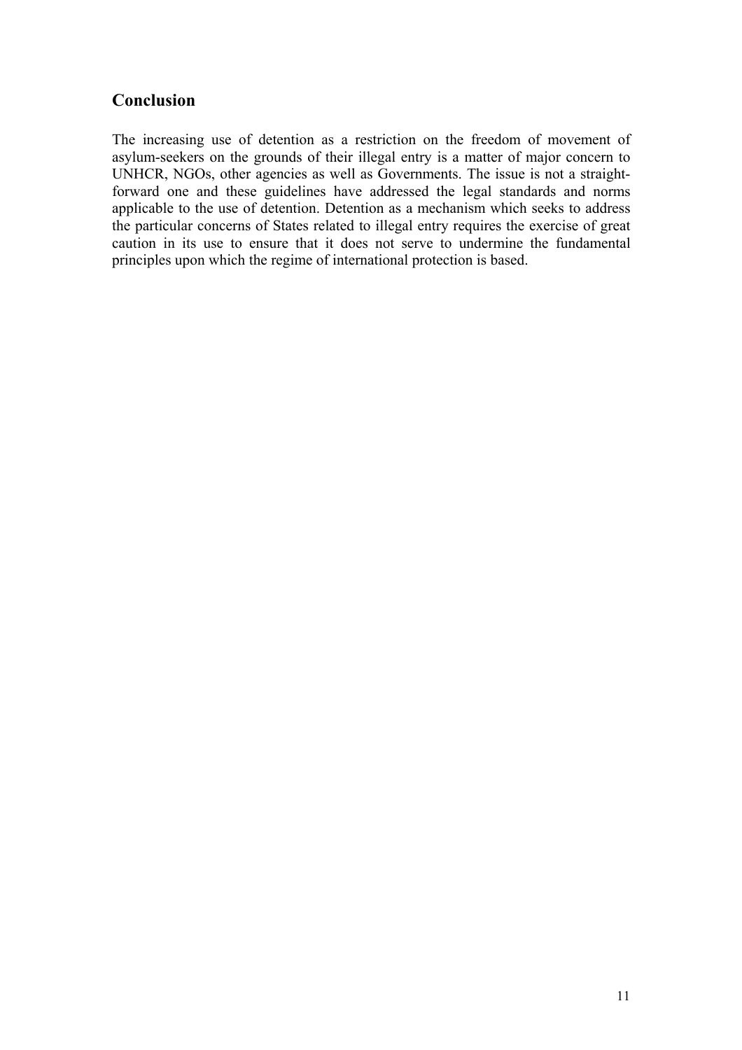## Conclusion

The increasing use of detention as a restriction on the freedom of movement of asylum-seekers on the grounds of their illegal entry is a matter of major concern to UNHCR, NGOs, other agencies as well as Governments. The issue is not a straight-forward one and these guidelines have addressed the legal standards and norms applicable to the use of detention. Detention as a mechanism which seeks to address the particular concerns of States related to illegal entry requires the exercise of great caution in its use to ensure that it does not serve to undermine the fundamental principles upon which the regime of international protection is based.